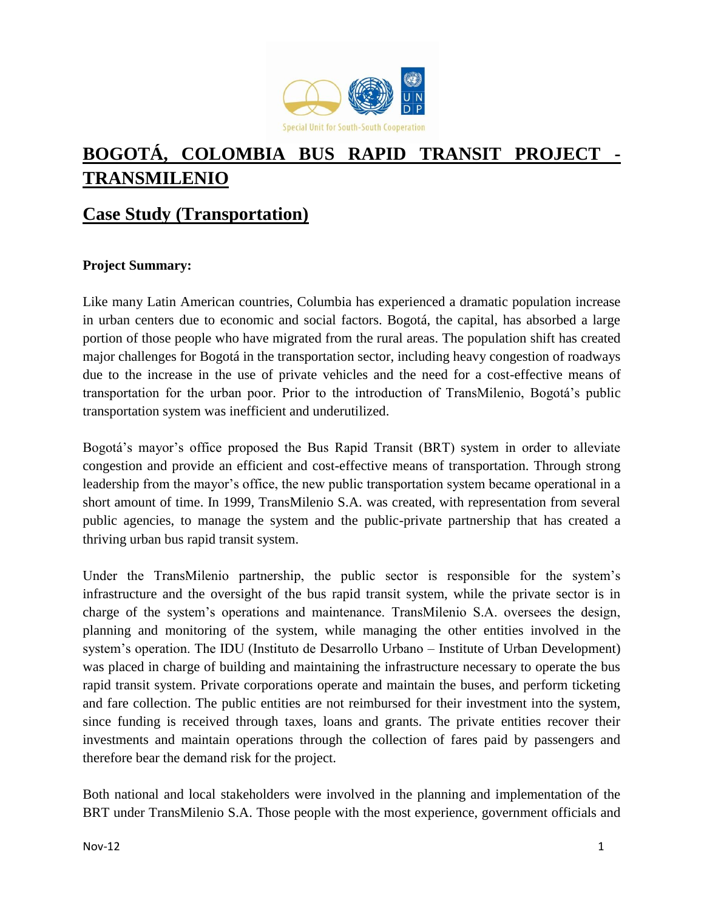# BOGOTÁ, COLOMBIA BUS RAPID TRANSIT PROJECT - TRANSMILENIO

## Case Study (Transportation)

**Project Summary:**

Like many Latin American countries, Columbia has experienced a dramatic population increase in urban centers due to economic and social factors. Bogotá, the capital, has absorbed a large portion of those people who have migrated from the rural areas. The population shift has created major challenges for Bogotá in the transportation sector, including heavy congestion of roadways due to the increase in the use of private vehicles and the need for a cost-effective means of transportation for the urban poor. Prior to the introduction of TransMilenio, Bogotá's public transportation system was inefficient and underutilized.

Bogotá's mayor's office proposed the Bus Rapid Transit (BRT) system in order to alleviate congestion and provide an efficient and cost-effective means of transportation. Through strong leadership from the mayor's office, the new public transportation system became operational in a short amount of time. In 1999, TransMilenio S.A. was created, with representation from several public agencies, to manage the system and the public-private partnership that has created a thriving urban bus rapid transit system.

Under the TransMilenio partnership, the public sector is responsible for the system's infrastructure and the oversight of the bus rapid transit system, while the private sector is in charge of the system's operations and maintenance. TransMilenio S.A. oversees the design, planning and monitoring of the system, while managing the other entities involved in the system's operation. The IDU (Instituto de Desarrollo Urbano – Institute of Urban Development) was placed in charge of building and maintaining the infrastructure necessary to operate the bus rapid transit system. Private corporations operate and maintain the buses, and perform ticketing and fare collection. The public entities are not reimbursed for their investment into the system, since funding is received through taxes, loans and grants. The private entities recover their investments and maintain operations through the collection of fares paid by passengers and therefore bear the demand risk for the project.

Both national and local stakeholders were involved in the planning and implementation of the BRT under TransMilenio S.A. Those people with the most experience, government officials and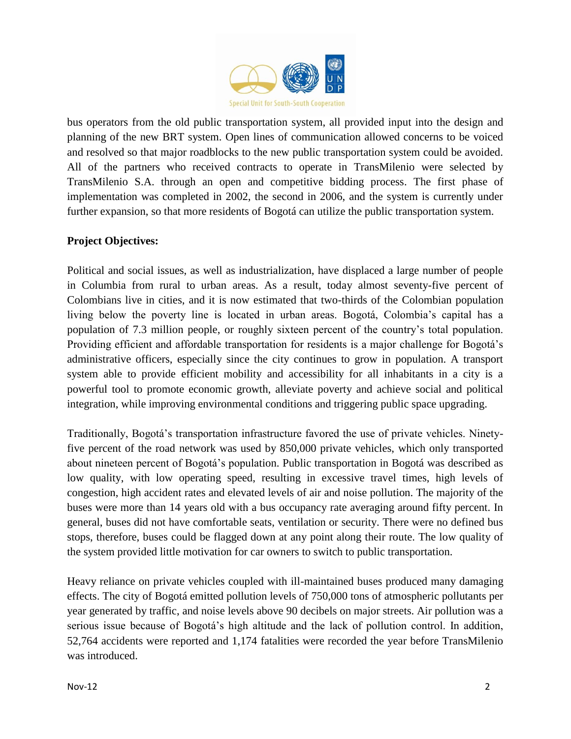bus operators from the old public transportation system, all provided input into the design and planning of the new BRT system. Open lines of communication allowed concerns to be voiced and resolved so that major roadblocks to the new public transportation system could be avoided. All of the partners who received contracts to operate in TransMilenio were selected by TransMilenio S.A. through an open and competitive bidding process. The first phase of implementation was completed in 2002, the second in 2006, and the system is currently under further expansion, so that more residents of Bogotá can utilize the public transportation system.

**Project Objectives:**

Political and social issues, as well as industrialization, have displaced a large number of people in Columbia from rural to urban areas. As a result, today almost seventy-five percent of Colombians live in cities, and it is now estimated that two-thirds of the Colombian population living below the poverty line is located in urban areas. Bogotá, Colombia's capital has a population of 7.3 million people, or roughly sixteen percent of the country's total population. Providing efficient and affordable transportation for residents is a major challenge for Bogotá's administrative officers, especially since the city continues to grow in population. A transport system able to provide efficient mobility and accessibility for all inhabitants in a city is a powerful tool to promote economic growth, alleviate poverty and achieve social and political integration, while improving environmental conditions and triggering public space upgrading.

Traditionally, Bogotá's transportation infrastructure favored the use of private vehicles. Ninety-five percent of the road network was used by 850,000 private vehicles, which only transported about nineteen percent of Bogotá's population. Public transportation in Bogotá was described as low quality, with low operating speed, resulting in excessive travel times, high levels of congestion, high accident rates and elevated levels of air and noise pollution. The majority of the buses were more than 14 years old with a bus occupancy rate averaging around fifty percent. In general, buses did not have comfortable seats, ventilation or security. There were no defined bus stops, therefore, buses could be flagged down at any point along their route. The low quality of the system provided little motivation for car owners to switch to public transportation.

Heavy reliance on private vehicles coupled with ill-maintained buses produced many damaging effects. The city of Bogotá emitted pollution levels of 750,000 tons of atmospheric pollutants per year generated by traffic, and noise levels above 90 decibels on major streets. Air pollution was a serious issue because of Bogotá's high altitude and the lack of pollution control. In addition, 52,764 accidents were reported and 1,174 fatalities were recorded the year before TransMilenio was introduced.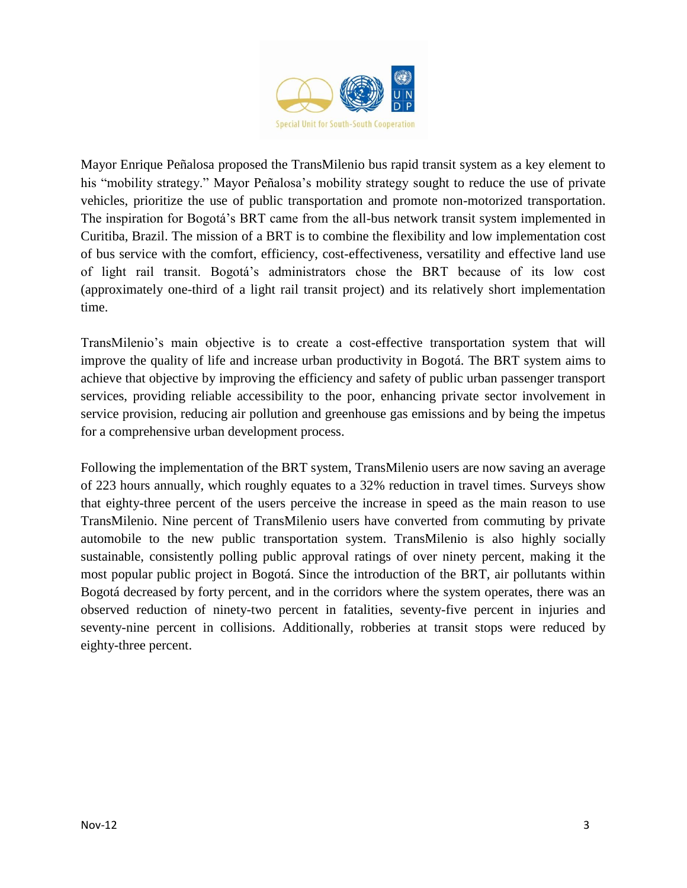Mayor Enrique Peñalosa proposed the TransMilenio bus rapid transit system as a key element to his "mobility strategy." Mayor Peñalosa's mobility strategy sought to reduce the use of private vehicles, prioritize the use of public transportation and promote non-motorized transportation. The inspiration for Bogotá's BRT came from the all-bus network transit system implemented in Curitiba, Brazil. The mission of a BRT is to combine the flexibility and low implementation cost of bus service with the comfort, efficiency, cost-effectiveness, versatility and effective land use of light rail transit. Bogotá's administrators chose the BRT because of its low cost (approximately one-third of a light rail transit project) and its relatively short implementation time.

TransMilenio's main objective is to create a cost-effective transportation system that will improve the quality of life and increase urban productivity in Bogotá. The BRT system aims to achieve that objective by improving the efficiency and safety of public urban passenger transport services, providing reliable accessibility to the poor, enhancing private sector involvement in service provision, reducing air pollution and greenhouse gas emissions and by being the impetus for a comprehensive urban development process.

Following the implementation of the BRT system, TransMilenio users are now saving an average of 223 hours annually, which roughly equates to a 32% reduction in travel times. Surveys show that eighty-three percent of the users perceive the increase in speed as the main reason to use TransMilenio. Nine percent of TransMilenio users have converted from commuting by private automobile to the new public transportation system. TransMilenio is also highly socially sustainable, consistently polling public approval ratings of over ninety percent, making it the most popular public project in Bogotá. Since the introduction of the BRT, air pollutants within Bogotá decreased by forty percent, and in the corridors where the system operates, there was an observed reduction of ninety-two percent in fatalities, seventy-five percent in injuries and seventy-nine percent in collisions. Additionally, robberies at transit stops were reduced by eighty-three percent.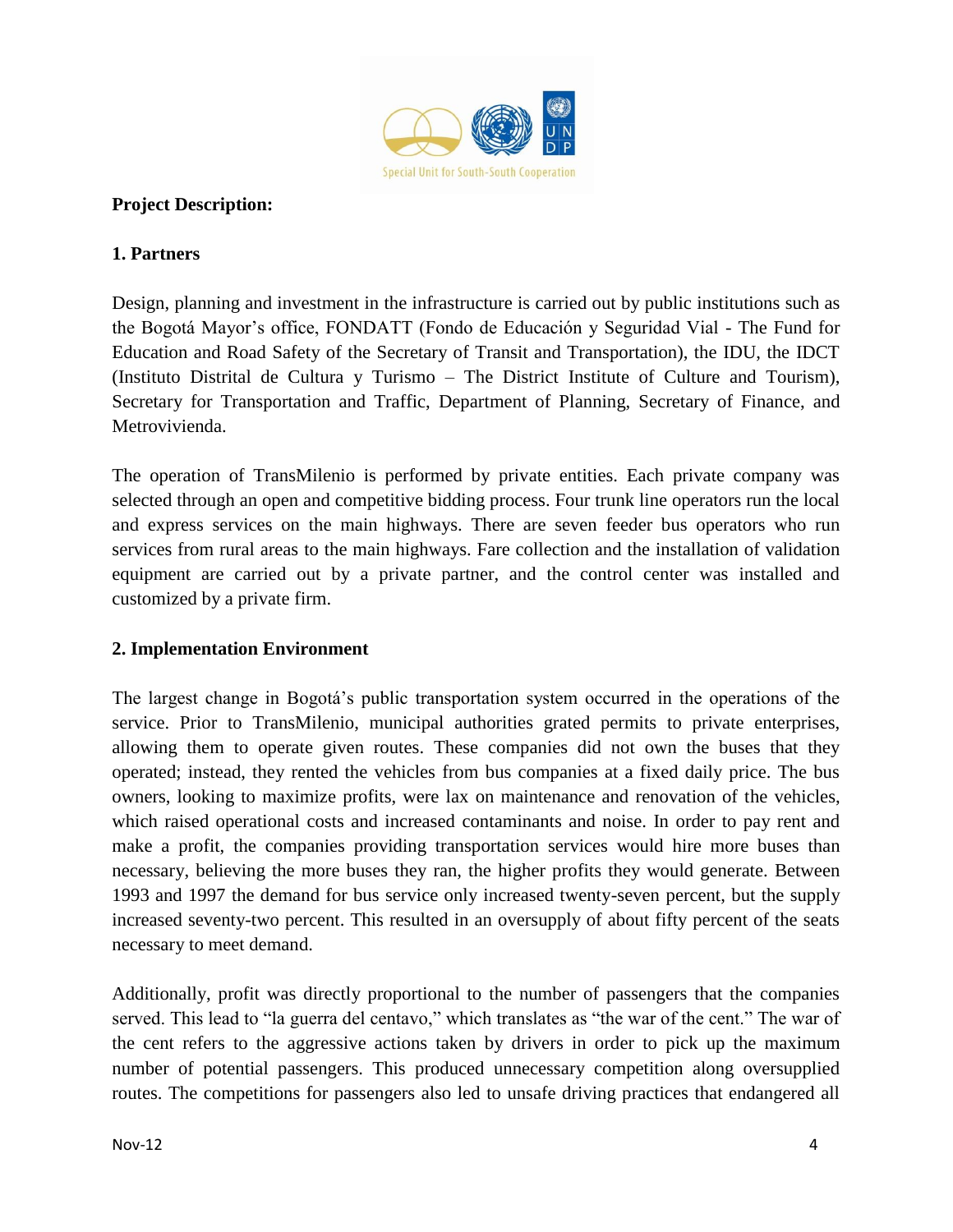**Project Description:**

**1. Partners**

Design, planning and investment in the infrastructure is carried out by public institutions such as the Bogotá Mayor's office, FONDATT (Fondo de Educación y Seguridad Vial - The Fund for Education and Road Safety of the Secretary of Transit and Transportation), the IDU, the IDCT (Instituto Distrital de Cultura y Turismo – The District Institute of Culture and Tourism), Secretary for Transportation and Traffic, Department of Planning, Secretary of Finance, and Metrovivienda.

The operation of TransMilenio is performed by private entities. Each private company was selected through an open and competitive bidding process. Four trunk line operators run the local and express services on the main highways. There are seven feeder bus operators who run services from rural areas to the main highways. Fare collection and the installation of validation equipment are carried out by a private partner, and the control center was installed and customized by a private firm.

**2. Implementation Environment**

The largest change in Bogotá's public transportation system occurred in the operations of the service. Prior to TransMilenio, municipal authorities grated permits to private enterprises, allowing them to operate given routes. These companies did not own the buses that they operated; instead, they rented the vehicles from bus companies at a fixed daily price. The bus owners, looking to maximize profits, were lax on maintenance and renovation of the vehicles, which raised operational costs and increased contaminants and noise. In order to pay rent and make a profit, the companies providing transportation services would hire more buses than necessary, believing the more buses they ran, the higher profits they would generate. Between 1993 and 1997 the demand for bus service only increased twenty-seven percent, but the supply increased seventy-two percent. This resulted in an oversupply of about fifty percent of the seats necessary to meet demand.

Additionally, profit was directly proportional to the number of passengers that the companies served. This lead to "la guerra del centavo," which translates as "the war of the cent." The war of the cent refers to the aggressive actions taken by drivers in order to pick up the maximum number of potential passengers. This produced unnecessary competition along oversupplied routes. The competitions for passengers also led to unsafe driving practices that endangered all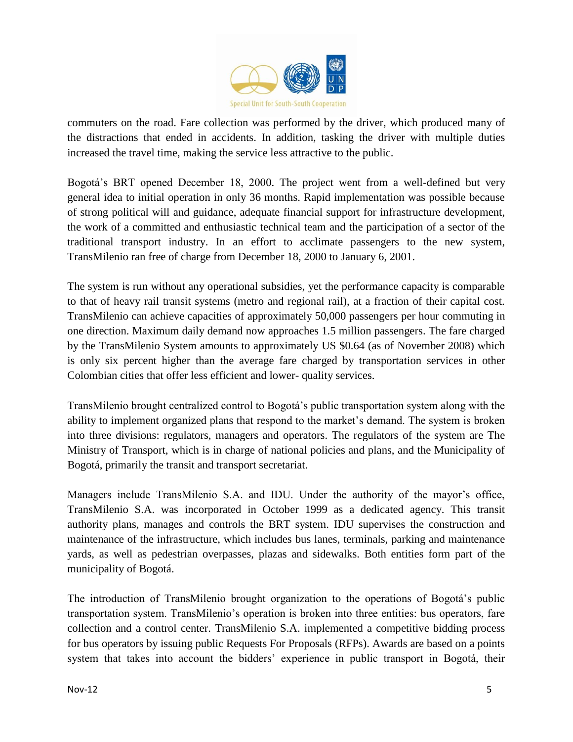commuters on the road. Fare collection was performed by the driver, which produced many of the distractions that ended in accidents. In addition, tasking the driver with multiple duties increased the travel time, making the service less attractive to the public.

Bogotá's BRT opened December 18, 2000. The project went from a well-defined but very general idea to initial operation in only 36 months. Rapid implementation was possible because of strong political will and guidance, adequate financial support for infrastructure development, the work of a committed and enthusiastic technical team and the participation of a sector of the traditional transport industry. In an effort to acclimate passengers to the new system, TransMilenio ran free of charge from December 18, 2000 to January 6, 2001.

The system is run without any operational subsidies, yet the performance capacity is comparable to that of heavy rail transit systems (metro and regional rail), at a fraction of their capital cost. TransMilenio can achieve capacities of approximately 50,000 passengers per hour commuting in one direction. Maximum daily demand now approaches 1.5 million passengers. The fare charged by the TransMilenio System amounts to approximately US $0.64 (as of November 2008) which is only six percent higher than the average fare charged by transportation services in other Colombian cities that offer less efficient and lower- quality services.

TransMilenio brought centralized control to Bogotá's public transportation system along with the ability to implement organized plans that respond to the market's demand. The system is broken into three divisions: regulators, managers and operators. The regulators of the system are The Ministry of Transport, which is in charge of national policies and plans, and the Municipality of Bogotá, primarily the transit and transport secretariat.

Managers include TransMilenio S.A. and IDU. Under the authority of the mayor's office, TransMilenio S.A. was incorporated in October 1999 as a dedicated agency. This transit authority plans, manages and controls the BRT system. IDU supervises the construction and maintenance of the infrastructure, which includes bus lanes, terminals, parking and maintenance yards, as well as pedestrian overpasses, plazas and sidewalks. Both entities form part of the municipality of Bogotá.

The introduction of TransMilenio brought organization to the operations of Bogotá's public transportation system. TransMilenio's operation is broken into three entities: bus operators, fare collection and a control center. TransMilenio S.A. implemented a competitive bidding process for bus operators by issuing public Requests For Proposals (RFPs). Awards are based on a points system that takes into account the bidders' experience in public transport in Bogotá, their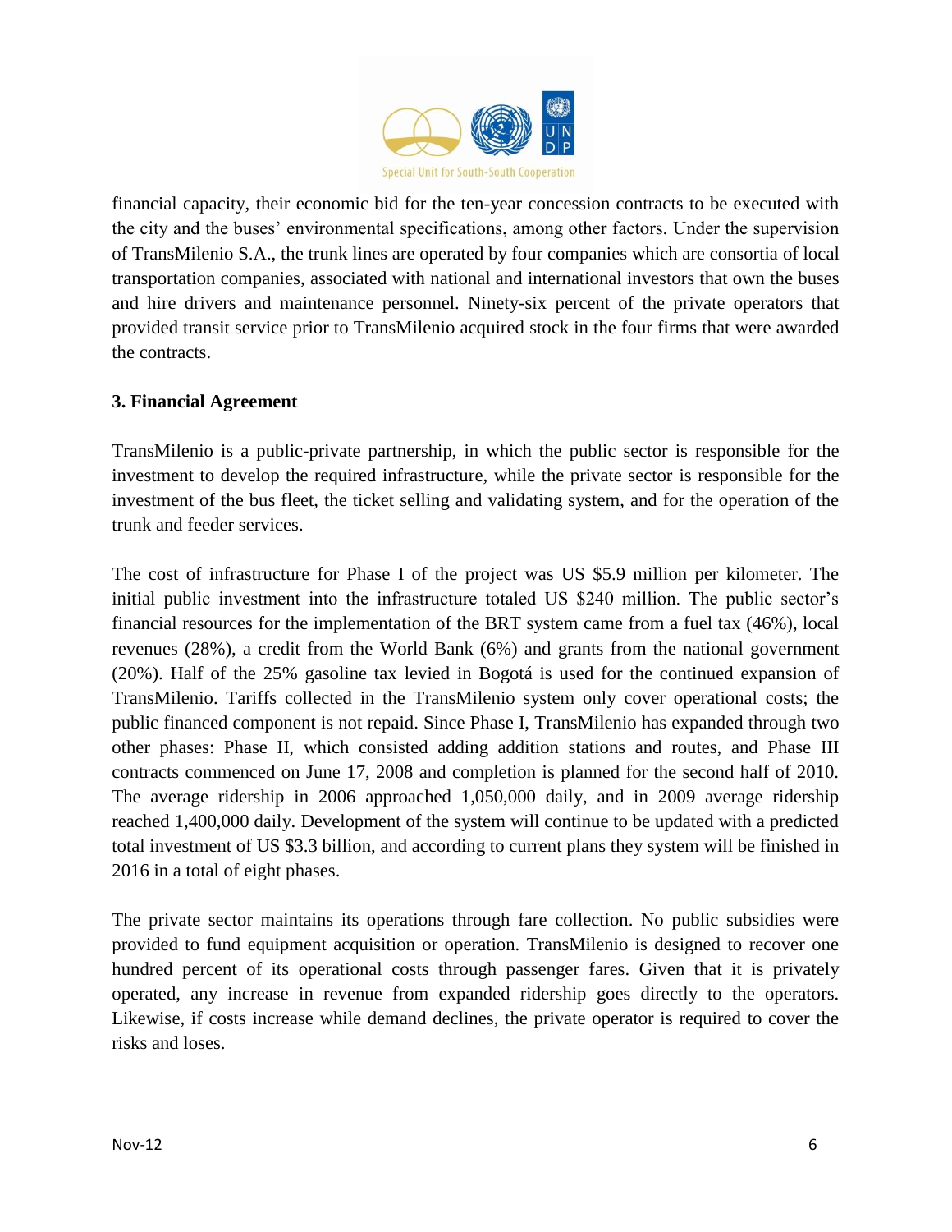financial capacity, their economic bid for the ten-year concession contracts to be executed with the city and the buses' environmental specifications, among other factors. Under the supervision of TransMilenio S.A., the trunk lines are operated by four companies which are consortia of local transportation companies, associated with national and international investors that own the buses and hire drivers and maintenance personnel. Ninety-six percent of the private operators that provided transit service prior to TransMilenio acquired stock in the four firms that were awarded the contracts.

**3. Financial Agreement**

TransMilenio is a public-private partnership, in which the public sector is responsible for the investment to develop the required infrastructure, while the private sector is responsible for the investment of the bus fleet, the ticket selling and validating system, and for the operation of the trunk and feeder services.

The cost of infrastructure for Phase I of the project was US $5.9 million per kilometer. The initial public investment into the infrastructure totaled US $240 million. The public sector's financial resources for the implementation of the BRT system came from a fuel tax (46%), local revenues (28%), a credit from the World Bank (6%) and grants from the national government (20%). Half of the 25% gasoline tax levied in Bogotá is used for the continued expansion of TransMilenio. Tariffs collected in the TransMilenio system only cover operational costs; the public financed component is not repaid. Since Phase I, TransMilenio has expanded through two other phases: Phase II, which consisted adding addition stations and routes, and Phase III contracts commenced on June 17, 2008 and completion is planned for the second half of 2010. The average ridership in 2006 approached 1,050,000 daily, and in 2009 average ridership reached 1,400,000 daily. Development of the system will continue to be updated with a predicted total investment of US $3.3 billion, and according to current plans they system will be finished in 2016 in a total of eight phases.

The private sector maintains its operations through fare collection. No public subsidies were provided to fund equipment acquisition or operation. TransMilenio is designed to recover one hundred percent of its operational costs through passenger fares. Given that it is privately operated, any increase in revenue from expanded ridership goes directly to the operators. Likewise, if costs increase while demand declines, the private operator is required to cover the risks and loses.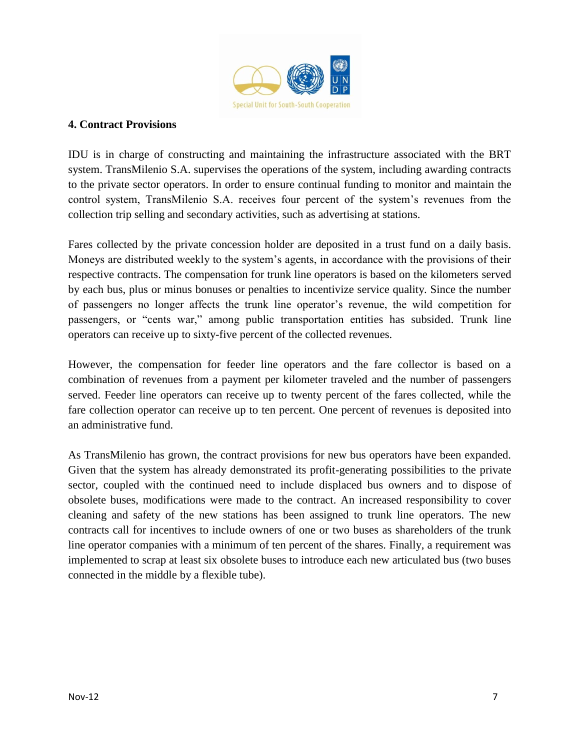## 4. Contract Provisions

IDU is in charge of constructing and maintaining the infrastructure associated with the BRT system. TransMilenio S.A. supervises the operations of the system, including awarding contracts to the private sector operators. In order to ensure continual funding to monitor and maintain the control system, TransMilenio S.A. receives four percent of the system's revenues from the collection trip selling and secondary activities, such as advertising at stations.

Fares collected by the private concession holder are deposited in a trust fund on a daily basis. Moneys are distributed weekly to the system's agents, in accordance with the provisions of their respective contracts. The compensation for trunk line operators is based on the kilometers served by each bus, plus or minus bonuses or penalties to incentivize service quality. Since the number of passengers no longer affects the trunk line operator's revenue, the wild competition for passengers, or "cents war," among public transportation entities has subsided. Trunk line operators can receive up to sixty-five percent of the collected revenues.

However, the compensation for feeder line operators and the fare collector is based on a combination of revenues from a payment per kilometer traveled and the number of passengers served. Feeder line operators can receive up to twenty percent of the fares collected, while the fare collection operator can receive up to ten percent. One percent of revenues is deposited into an administrative fund.

As TransMilenio has grown, the contract provisions for new bus operators have been expanded. Given that the system has already demonstrated its profit-generating possibilities to the private sector, coupled with the continued need to include displaced bus owners and to dispose of obsolete buses, modifications were made to the contract. An increased responsibility to cover cleaning and safety of the new stations has been assigned to trunk line operators. The new contracts call for incentives to include owners of one or two buses as shareholders of the trunk line operator companies with a minimum of ten percent of the shares. Finally, a requirement was implemented to scrap at least six obsolete buses to introduce each new articulated bus (two buses connected in the middle by a flexible tube).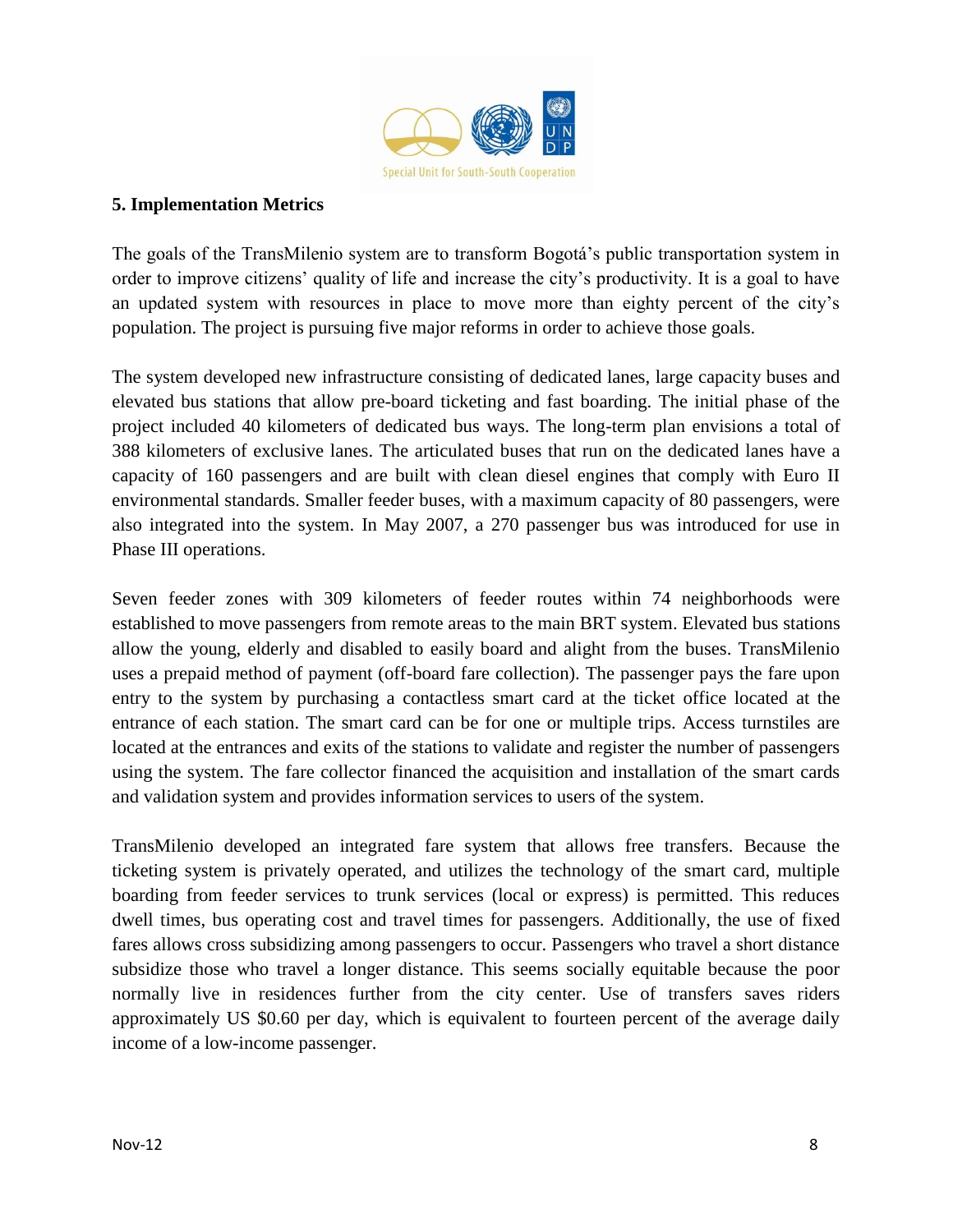## 5. Implementation Metrics

The goals of the TransMilenio system are to transform Bogotá's public transportation system in order to improve citizens' quality of life and increase the city's productivity. It is a goal to have an updated system with resources in place to move more than eighty percent of the city's population. The project is pursuing five major reforms in order to achieve those goals.

The system developed new infrastructure consisting of dedicated lanes, large capacity buses and elevated bus stations that allow pre-board ticketing and fast boarding. The initial phase of the project included 40 kilometers of dedicated bus ways. The long-term plan envisions a total of 388 kilometers of exclusive lanes. The articulated buses that run on the dedicated lanes have a capacity of 160 passengers and are built with clean diesel engines that comply with Euro II environmental standards. Smaller feeder buses, with a maximum capacity of 80 passengers, were also integrated into the system. In May 2007, a 270 passenger bus was introduced for use in Phase III operations.

Seven feeder zones with 309 kilometers of feeder routes within 74 neighborhoods were established to move passengers from remote areas to the main BRT system. Elevated bus stations allow the young, elderly and disabled to easily board and alight from the buses. TransMilenio uses a prepaid method of payment (off-board fare collection). The passenger pays the fare upon entry to the system by purchasing a contactless smart card at the ticket office located at the entrance of each station. The smart card can be for one or multiple trips. Access turnstiles are located at the entrances and exits of the stations to validate and register the number of passengers using the system. The fare collector financed the acquisition and installation of the smart cards and validation system and provides information services to users of the system.

TransMilenio developed an integrated fare system that allows free transfers. Because the ticketing system is privately operated, and utilizes the technology of the smart card, multiple boarding from feeder services to trunk services (local or express) is permitted. This reduces dwell times, bus operating cost and travel times for passengers. Additionally, the use of fixed fares allows cross subsidizing among passengers to occur. Passengers who travel a short distance subsidize those who travel a longer distance. This seems socially equitable because the poor normally live in residences further from the city center. Use of transfers saves riders approximately US $0.60 per day, which is equivalent to fourteen percent of the average daily income of a low-income passenger.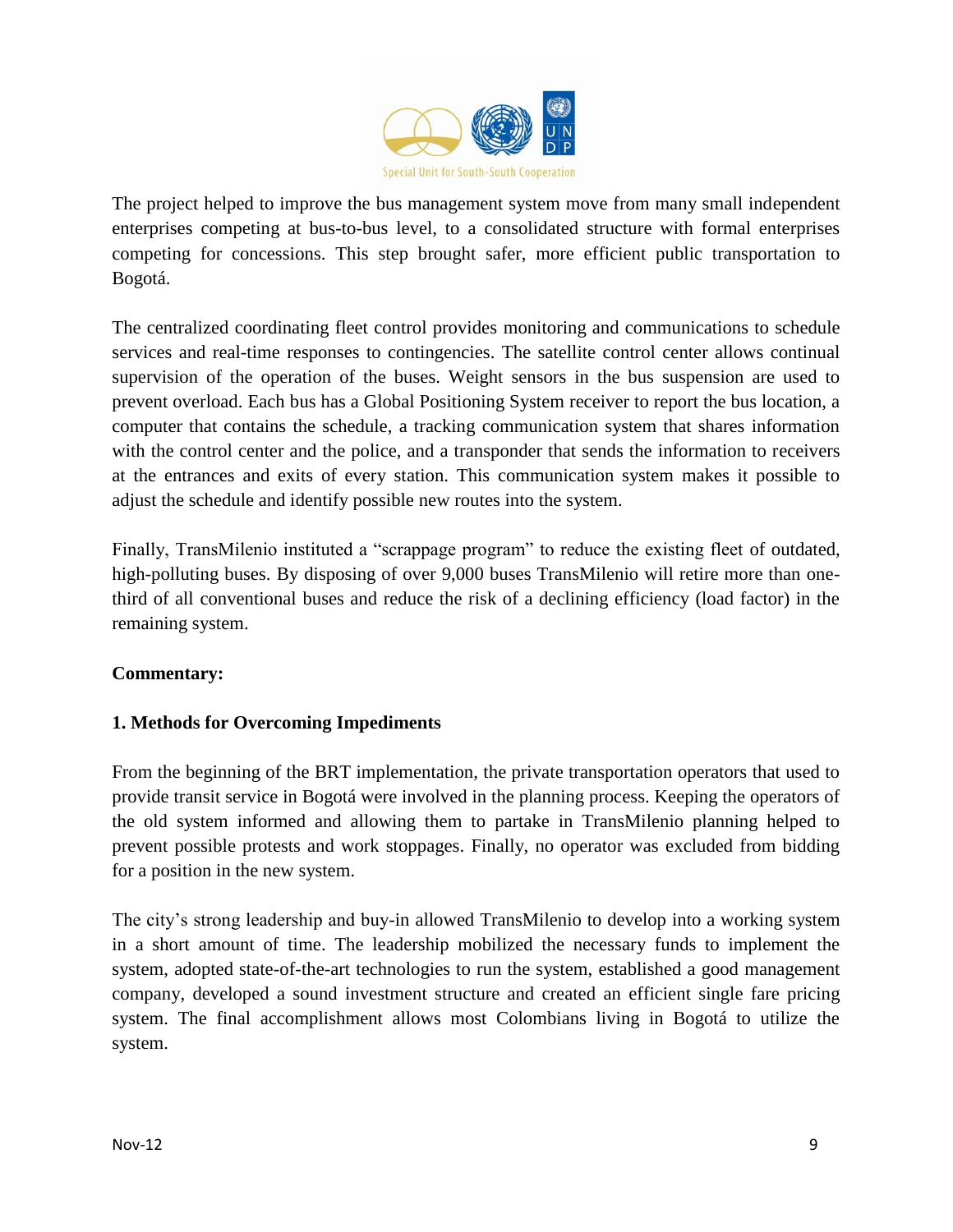The project helped to improve the bus management system move from many small independent enterprises competing at bus-to-bus level, to a consolidated structure with formal enterprises competing for concessions. This step brought safer, more efficient public transportation to Bogotá.

The centralized coordinating fleet control provides monitoring and communications to schedule services and real-time responses to contingencies. The satellite control center allows continual supervision of the operation of the buses. Weight sensors in the bus suspension are used to prevent overload. Each bus has a Global Positioning System receiver to report the bus location, a computer that contains the schedule, a tracking communication system that shares information with the control center and the police, and a transponder that sends the information to receivers at the entrances and exits of every station. This communication system makes it possible to adjust the schedule and identify possible new routes into the system.

Finally, TransMilenio instituted a "scrappage program" to reduce the existing fleet of outdated, high-polluting buses. By disposing of over 9,000 buses TransMilenio will retire more than one-third of all conventional buses and reduce the risk of a declining efficiency (load factor) in the remaining system.

**Commentary:**

**1. Methods for Overcoming Impediments**

From the beginning of the BRT implementation, the private transportation operators that used to provide transit service in Bogotá were involved in the planning process. Keeping the operators of the old system informed and allowing them to partake in TransMilenio planning helped to prevent possible protests and work stoppages. Finally, no operator was excluded from bidding for a position in the new system.

The city's strong leadership and buy-in allowed TransMilenio to develop into a working system in a short amount of time. The leadership mobilized the necessary funds to implement the system, adopted state-of-the-art technologies to run the system, established a good management company, developed a sound investment structure and created an efficient single fare pricing system. The final accomplishment allows most Colombians living in Bogotá to utilize the system.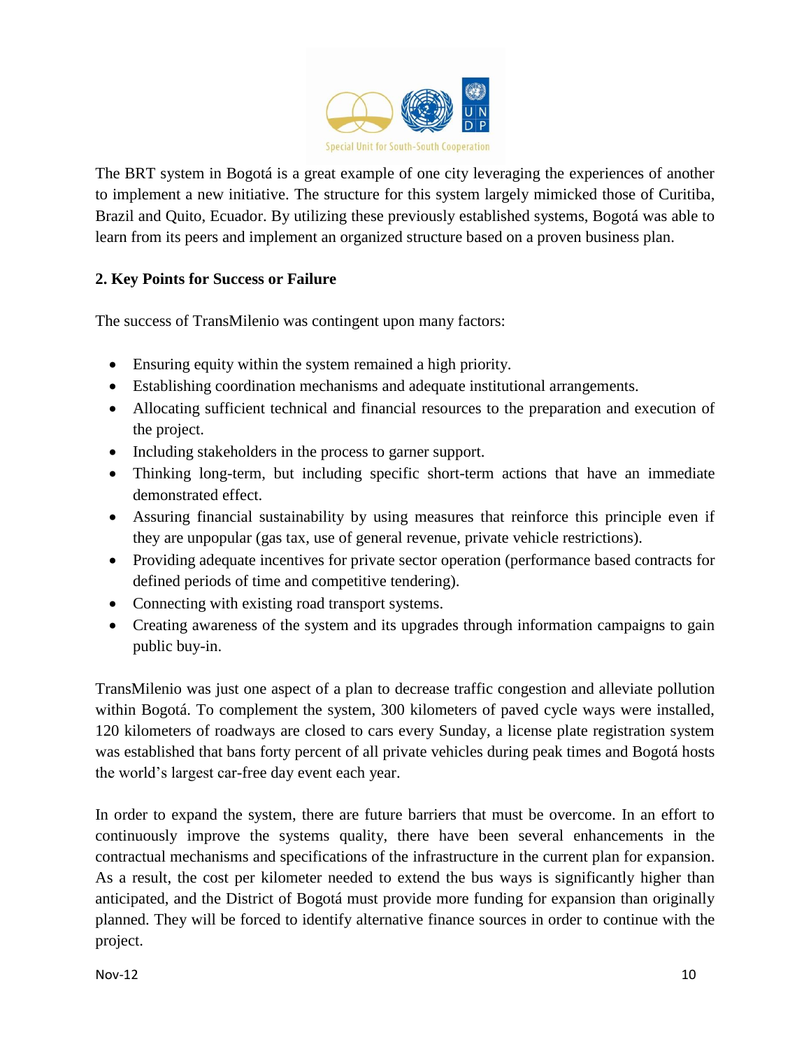The BRT system in Bogotá is a great example of one city leveraging the experiences of another to implement a new initiative. The structure for this system largely mimicked those of Curitiba, Brazil and Quito, Ecuador. By utilizing these previously established systems, Bogotá was able to learn from its peers and implement an organized structure based on a proven business plan.

## 2. Key Points for Success or Failure

The success of TransMilenio was contingent upon many factors:

- Ensuring equity within the system remained a high priority.
- Establishing coordination mechanisms and adequate institutional arrangements.
- Allocating sufficient technical and financial resources to the preparation and execution of the project.
- Including stakeholders in the process to garner support.
- Thinking long-term, but including specific short-term actions that have an immediate demonstrated effect.
- Assuring financial sustainability by using measures that reinforce this principle even if they are unpopular (gas tax, use of general revenue, private vehicle restrictions).
- Providing adequate incentives for private sector operation (performance based contracts for defined periods of time and competitive tendering).
- Connecting with existing road transport systems.
- Creating awareness of the system and its upgrades through information campaigns to gain public buy-in.

TransMilenio was just one aspect of a plan to decrease traffic congestion and alleviate pollution within Bogotá. To complement the system, 300 kilometers of paved cycle ways were installed, 120 kilometers of roadways are closed to cars every Sunday, a license plate registration system was established that bans forty percent of all private vehicles during peak times and Bogotá hosts the world's largest car-free day event each year.

In order to expand the system, there are future barriers that must be overcome. In an effort to continuously improve the systems quality, there have been several enhancements in the contractual mechanisms and specifications of the infrastructure in the current plan for expansion. As a result, the cost per kilometer needed to extend the bus ways is significantly higher than anticipated, and the District of Bogotá must provide more funding for expansion than originally planned. They will be forced to identify alternative finance sources in order to continue with the project.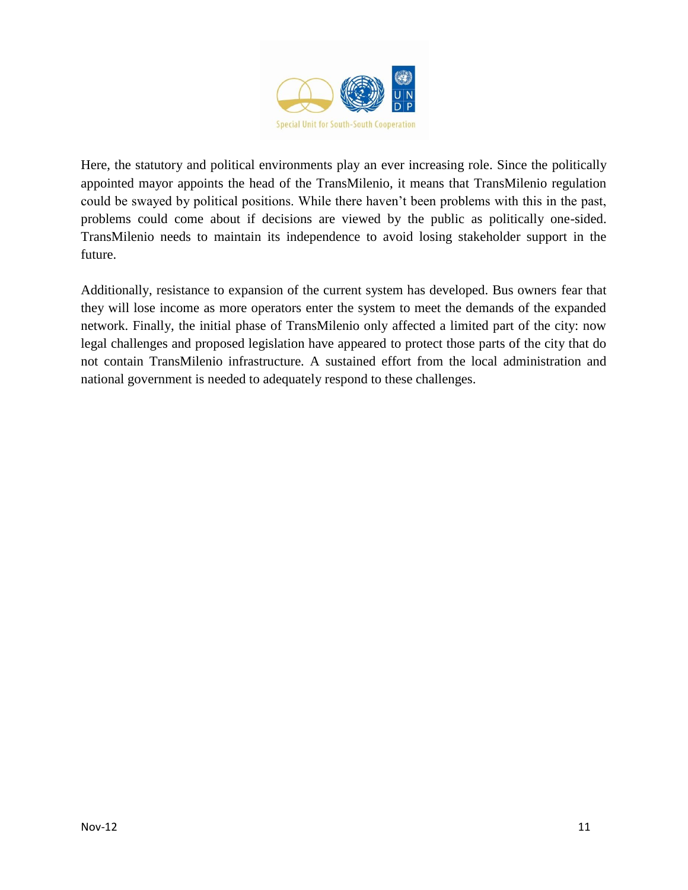Here, the statutory and political environments play an ever increasing role. Since the politically appointed mayor appoints the head of the TransMilenio, it means that TransMilenio regulation could be swayed by political positions. While there haven't been problems with this in the past, problems could come about if decisions are viewed by the public as politically one-sided. TransMilenio needs to maintain its independence to avoid losing stakeholder support in the future.

Additionally, resistance to expansion of the current system has developed. Bus owners fear that they will lose income as more operators enter the system to meet the demands of the expanded network. Finally, the initial phase of TransMilenio only affected a limited part of the city: now legal challenges and proposed legislation have appeared to protect those parts of the city that do not contain TransMilenio infrastructure. A sustained effort from the local administration and national government is needed to adequately respond to these challenges.